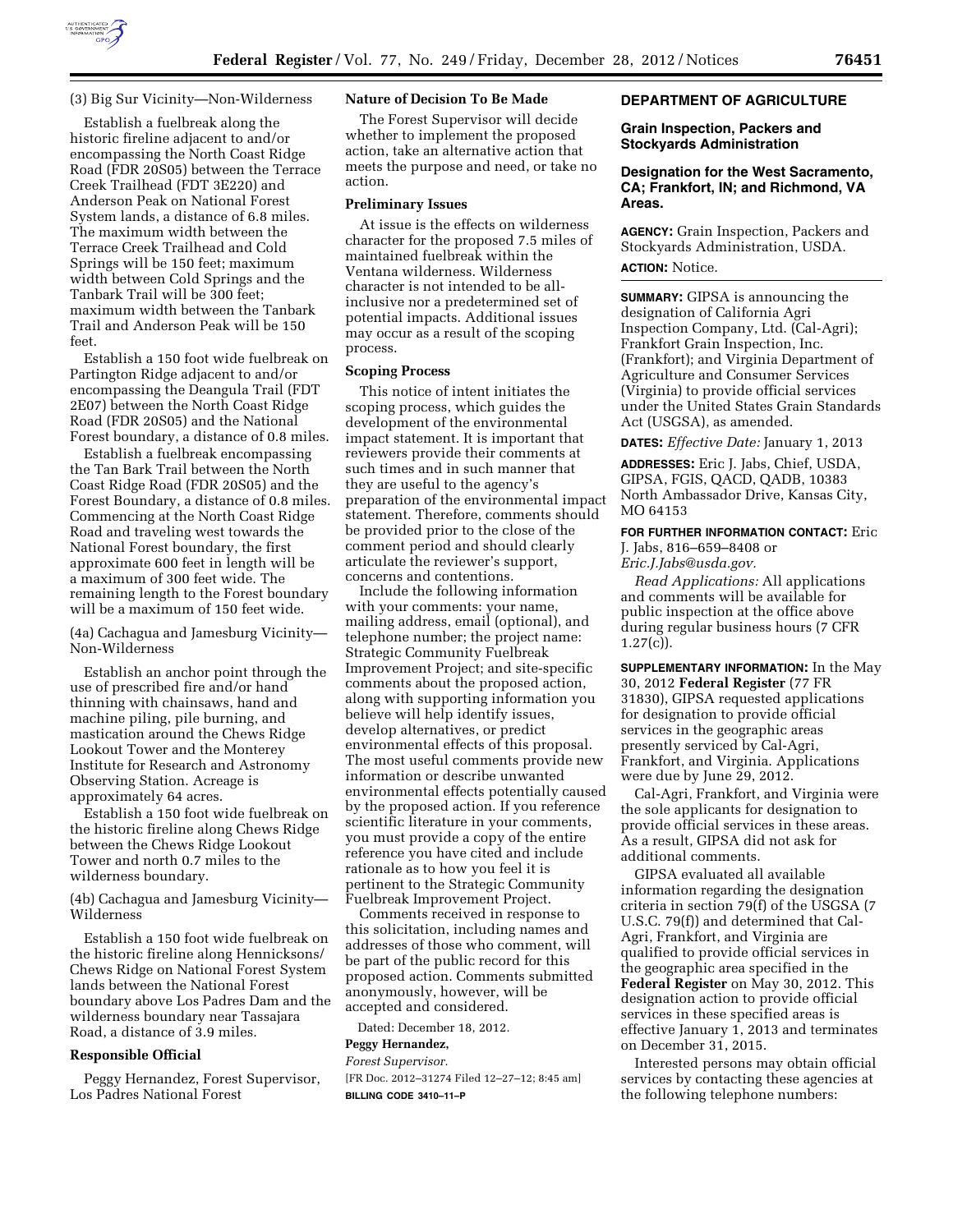(3) Big Sur Vicinity—Non-Wilderness

Establish a fuelbreak along the historic fireline adjacent to and/or encompassing the North Coast Ridge Road (FDR 20S05) between the Terrace Creek Trailhead (FDT 3E220) and Anderson Peak on National Forest System lands, a distance of 6.8 miles. The maximum width between the Terrace Creek Trailhead and Cold Springs will be 150 feet; maximum width between Cold Springs and the Tanbark Trail will be 300 feet; maximum width between the Tanbark Trail and Anderson Peak will be 150 feet.

Establish a 150 foot wide fuelbreak on Partington Ridge adjacent to and/or encompassing the Deangula Trail (FDT 2E07) between the North Coast Ridge Road (FDR 20S05) and the National Forest boundary, a distance of 0.8 miles.

Establish a fuelbreak encompassing the Tan Bark Trail between the North Coast Ridge Road (FDR 20S05) and the Forest Boundary, a distance of 0.8 miles. Commencing at the North Coast Ridge Road and traveling west towards the National Forest boundary, the first approximate 600 feet in length will be a maximum of 300 feet wide. The remaining length to the Forest boundary will be a maximum of 150 feet wide.

(4a) Cachagua and Jamesburg Vicinity—Non-Wilderness

Establish an anchor point through the use of prescribed fire and/or hand thinning with chainsaws, hand and machine piling, pile burning, and mastication around the Chews Ridge Lookout Tower and the Monterey Institute for Research and Astronomy Observing Station. Acreage is approximately 64 acres.

Establish a 150 foot wide fuelbreak on the historic fireline along Chews Ridge between the Chews Ridge Lookout Tower and north 0.7 miles to the wilderness boundary.

(4b) Cachagua and Jamesburg Vicinity—Wilderness

Establish a 150 foot wide fuelbreak on the historic fireline along Hennicksons/Chews Ridge on National Forest System lands between the National Forest boundary above Los Padres Dam and the wilderness boundary near Tassajara Road, a distance of 3.9 miles.

## Responsible Official

Peggy Hernandez, Forest Supervisor, Los Padres National Forest

## Nature of Decision To Be Made

The Forest Supervisor will decide whether to implement the proposed action, take an alternative action that meets the purpose and need, or take no action.

## Preliminary Issues

At issue is the effects on wilderness character for the proposed 7.5 miles of maintained fuelbreak within the Ventana wilderness. Wilderness character is not intended to be all-inclusive nor a predetermined set of potential impacts. Additional issues may occur as a result of the scoping process.

## Scoping Process

This notice of intent initiates the scoping process, which guides the development of the environmental impact statement. It is important that reviewers provide their comments at such times and in such manner that they are useful to the agency's preparation of the environmental impact statement. Therefore, comments should be provided prior to the close of the comment period and should clearly articulate the reviewer's support, concerns and contentions.

Include the following information with your comments: your name, mailing address, email (optional), and telephone number; the project name: Strategic Community Fuelbreak Improvement Project; and site-specific comments about the proposed action, along with supporting information you believe will help identify issues, develop alternatives, or predict environmental effects of this proposal. The most useful comments provide new information or describe unwanted environmental effects potentially caused by the proposed action. If you reference scientific literature in your comments, you must provide a copy of the entire reference you have cited and include rationale as to how you feel it is pertinent to the Strategic Community Fuelbreak Improvement Project.

Comments received in response to this solicitation, including names and addresses of those who comment, will be part of the public record for this proposed action. Comments submitted anonymously, however, will be accepted and considered.

Dated: December 18, 2012.

**Peggy Hernandez,**

*Forest Supervisor.*

[FR Doc. 2012–31274 Filed 12–27–12; 8:45 am]

**BILLING CODE 3410–11–P**

## DEPARTMENT OF AGRICULTURE

### Grain Inspection, Packers and Stockyards Administration

### Designation for the West Sacramento, CA; Frankfort, IN; and Richmond, VA Areas.

**AGENCY:** Grain Inspection, Packers and Stockyards Administration, USDA.

**ACTION:** Notice.

**SUMMARY:** GIPSA is announcing the designation of California Agri Inspection Company, Ltd. (Cal-Agri); Frankfort Grain Inspection, Inc. (Frankfort); and Virginia Department of Agriculture and Consumer Services (Virginia) to provide official services under the United States Grain Standards Act (USGSA), as amended.

**DATES:** *Effective Date:* January 1, 2013

**ADDRESSES:** Eric J. Jabs, Chief, USDA, GIPSA, FGIS, QACD, QADB, 10383 North Ambassador Drive, Kansas City, MO 64153

**FOR FURTHER INFORMATION CONTACT:** Eric J. Jabs, 816–659–8408 or *Eric.J.Jabs@usda.gov.*

*Read Applications:* All applications and comments will be available for public inspection at the office above during regular business hours (7 CFR 1.27(c)).

**SUPPLEMENTARY INFORMATION:** In the May 30, 2012 **Federal Register** (77 FR 31830), GIPSA requested applications for designation to provide official services in the geographic areas presently serviced by Cal-Agri, Frankfort, and Virginia. Applications were due by June 29, 2012.

Cal-Agri, Frankfort, and Virginia were the sole applicants for designation to provide official services in these areas. As a result, GIPSA did not ask for additional comments.

GIPSA evaluated all available information regarding the designation criteria in section 79(f) of the USGSA (7 U.S.C. 79(f)) and determined that Cal-Agri, Frankfort, and Virginia are qualified to provide official services in the geographic area specified in the **Federal Register** on May 30, 2012. This designation action to provide official services in these specified areas is effective January 1, 2013 and terminates on December 31, 2015.

Interested persons may obtain official services by contacting these agencies at the following telephone numbers: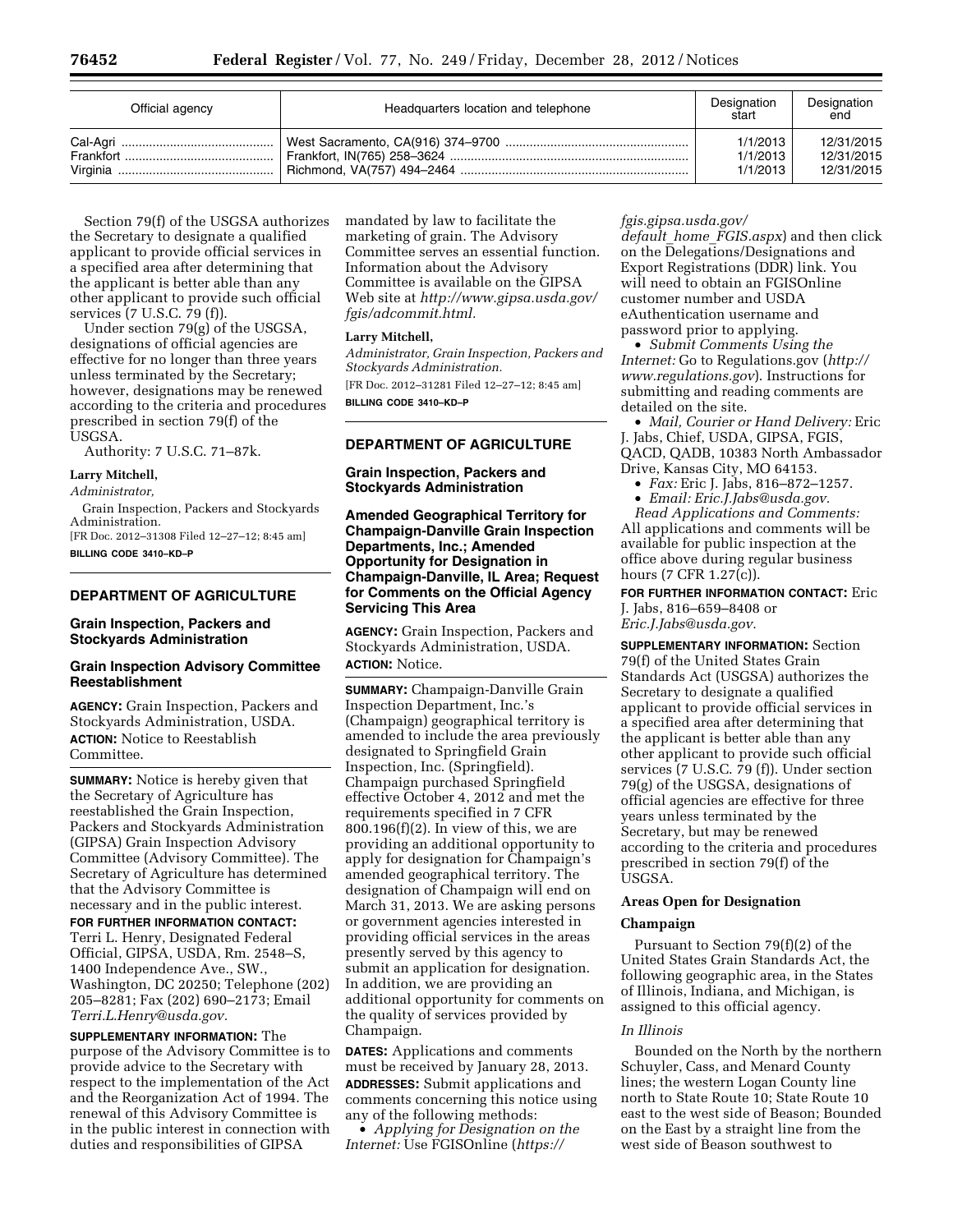| Official agency | Headquarters location and telephone | Designation start | Designation end |
| --- | --- | --- | --- |
| Cal-Agri | West Sacramento, CA(916) 374–9700 | 1/1/2013 | 12/31/2015 |
| Frankfort | Frankfort, IN(765) 258–3624 | 1/1/2013 | 12/31/2015 |
| Virginia | Richmond, VA(757) 494–2464 | 1/1/2013 | 12/31/2015 |

Section 79(f) of the USGSA authorizes the Secretary to designate a qualified applicant to provide official services in a specified area after determining that the applicant is better able than any other applicant to provide such official services (7 U.S.C. 79 (f)).

Under section 79(g) of the USGSA, designations of official agencies are effective for no longer than three years unless terminated by the Secretary; however, designations may be renewed according to the criteria and procedures prescribed in section 79(f) of the USGSA.

Authority: 7 U.S.C. 71–87k.

**Larry Mitchell,**

*Administrator,*

Grain Inspection, Packers and Stockyards Administration.

[FR Doc. 2012–31308 Filed 12–27–12; 8:45 am]

**BILLING CODE 3410–KD–P**

## DEPARTMENT OF AGRICULTURE

### Grain Inspection, Packers and Stockyards Administration

### Grain Inspection Advisory Committee Reestablishment

**AGENCY:** Grain Inspection, Packers and Stockyards Administration, USDA.

**ACTION:** Notice to Reestablish Committee.

**SUMMARY:** Notice is hereby given that the Secretary of Agriculture has reestablished the Grain Inspection, Packers and Stockyards Administration (GIPSA) Grain Inspection Advisory Committee (Advisory Committee). The Secretary of Agriculture has determined that the Advisory Committee is necessary and in the public interest.

**FOR FURTHER INFORMATION CONTACT:** Terri L. Henry, Designated Federal Official, GIPSA, USDA, Rm. 2548–S, 1400 Independence Ave., SW., Washington, DC 20250; Telephone (202) 205–8281; Fax (202) 690–2173; Email *Terri.L.Henry@usda.gov.*

**SUPPLEMENTARY INFORMATION:** The purpose of the Advisory Committee is to provide advice to the Secretary with respect to the implementation of the Act and the Reorganization Act of 1994. The renewal of this Advisory Committee is in the public interest in connection with duties and responsibilities of GIPSA mandated by law to facilitate the marketing of grain. The Advisory Committee serves an essential function. Information about the Advisory Committee is available on the GIPSA Web site at *http://www.gipsa.usda.gov/fgis/adcommit.html.*

**Larry Mitchell,**

*Administrator, Grain Inspection, Packers and Stockyards Administration.*

[FR Doc. 2012–31281 Filed 12–27–12; 8:45 am]

**BILLING CODE 3410–KD–P**

## DEPARTMENT OF AGRICULTURE

### Grain Inspection, Packers and Stockyards Administration

### Amended Geographical Territory for Champaign-Danville Grain Inspection Departments, Inc.; Amended Opportunity for Designation in Champaign-Danville, IL Area; Request for Comments on the Official Agency Servicing This Area

**AGENCY:** Grain Inspection, Packers and Stockyards Administration, USDA.

**ACTION:** Notice.

**SUMMARY:** Champaign-Danville Grain Inspection Department, Inc.'s (Champaign) geographical territory is amended to include the area previously designated to Springfield Grain Inspection, Inc. (Springfield). Champaign purchased Springfield effective October 4, 2012 and met the requirements specified in 7 CFR 800.196(f)(2). In view of this, we are providing an additional opportunity to apply for designation for Champaign's amended geographical territory. The designation of Champaign will end on March 31, 2013. We are asking persons or government agencies interested in providing official services in the areas presently served by this agency to submit an application for designation. In addition, we are providing an additional opportunity for comments on the quality of services provided by Champaign.

**DATES:** Applications and comments must be received by January 28, 2013.

**ADDRESSES:** Submit applications and comments concerning this notice using any of the following methods:

- *Applying for Designation on the Internet:* Use FGISOnline (*https://fgis.gipsa.usda.gov/default_home_FGIS.aspx*) and then click on the Delegations/Designations and Export Registrations (DDR) link. You will need to obtain an FGISOnline customer number and USDA eAuthentication username and password prior to applying.
- *Submit Comments Using the Internet:* Go to Regulations.gov (*http://www.regulations.gov*). Instructions for submitting and reading comments are detailed on the site.
- *Mail, Courier or Hand Delivery:* Eric J. Jabs, Chief, USDA, GIPSA, FGIS, QACD, QADB, 10383 North Ambassador Drive, Kansas City, MO 64153.
- *Fax:* Eric J. Jabs, 816–872–1257.
- *Email: Eric.J.Jabs@usda.gov.*

*Read Applications and Comments:* All applications and comments will be available for public inspection at the office above during regular business hours (7 CFR 1.27(c)).

**FOR FURTHER INFORMATION CONTACT:** Eric J. Jabs, 816–659–8408 or *Eric.J.Jabs@usda.gov.*

**SUPPLEMENTARY INFORMATION:** Section 79(f) of the United States Grain Standards Act (USGSA) authorizes the Secretary to designate a qualified applicant to provide official services in a specified area after determining that the applicant is better able than any other applicant to provide such official services (7 U.S.C. 79 (f)). Under section 79(g) of the USGSA, designations of official agencies are effective for three years unless terminated by the Secretary, but may be renewed according to the criteria and procedures prescribed in section 79(f) of the USGSA.

**Areas Open for Designation**

**Champaign**

Pursuant to Section 79(f)(2) of the United States Grain Standards Act, the following geographic area, in the States of Illinois, Indiana, and Michigan, is assigned to this official agency.

*In Illinois*

Bounded on the North by the northern Schuyler, Cass, and Menard County lines; the western Logan County line north to State Route 10; State Route 10 east to the west side of Beason; Bounded on the East by a straight line from the west side of Beason southwest to